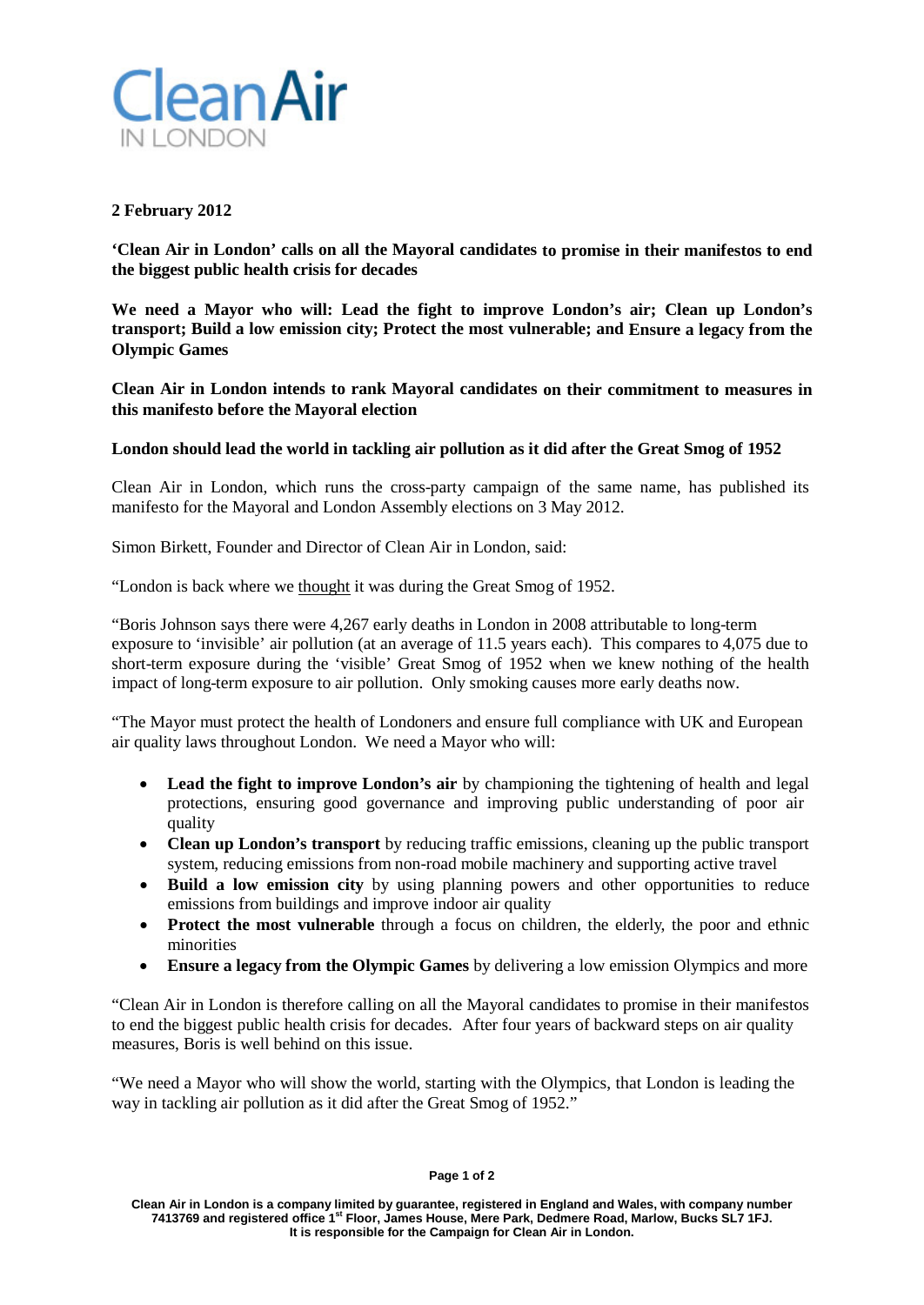# Clean Air IN LONDON

**2 February 2012**

**'Clean Air in London' calls on all the Mayoral candidates to promise in their manifestos to end the biggest public health crisis for decades**

**We need a Mayor who will: Lead the fight to improve London's air; Clean up London's transport; Build a low emission city; Protect the most vulnerable; and Ensure a legacy from the Olympic Games**

**Clean Air in London intends to rank Mayoral candidates on their commitment to measures in this manifesto before the Mayoral election**

**London should lead the world in tackling air pollution as it did after the Great Smog of 1952**

Clean Air in London, which runs the cross-party campaign of the same name, has published its manifesto for the Mayoral and London Assembly elections on 3 May 2012.

Simon Birkett, Founder and Director of Clean Air in London, said:

"London is back where we thought it was during the Great Smog of 1952.

"Boris Johnson says there were 4,267 early deaths in London in 2008 attributable to long-term exposure to 'invisible' air pollution (at an average of 11.5 years each). This compares to 4,075 due to short-term exposure during the 'visible' Great Smog of 1952 when we knew nothing of the health impact of long-term exposure to air pollution. Only smoking causes more early deaths now.

"The Mayor must protect the health of Londoners and ensure full compliance with UK and European air quality laws throughout London. We need a Mayor who will:

- **Lead the fight to improve London's air** by championing the tightening of health and legal protections, ensuring good governance and improving public understanding of poor air quality
- **Clean up London's transport** by reducing traffic emissions, cleaning up the public transport system, reducing emissions from non-road mobile machinery and supporting active travel
- **Build a low emission city** by using planning powers and other opportunities to reduce emissions from buildings and improve indoor air quality
- **Protect the most vulnerable** through a focus on children, the elderly, the poor and ethnic minorities
- **Ensure a legacy from the Olympic Games** by delivering a low emission Olympics and more

"Clean Air in London is therefore calling on all the Mayoral candidates to promise in their manifestos to end the biggest public health crisis for decades. After four years of backward steps on air quality measures, Boris is well behind on this issue.

"We need a Mayor who will show the world, starting with the Olympics, that London is leading the way in tackling air pollution as it did after the Great Smog of 1952."

**Clean Air in London is a company limited by guarantee, registered in England and Wales, with company number 7413769 and registered office 1st Floor, James House, Mere Park, Dedmere Road, Marlow, Bucks SL7 1FJ. It is responsible for the Campaign for Clean Air in London.**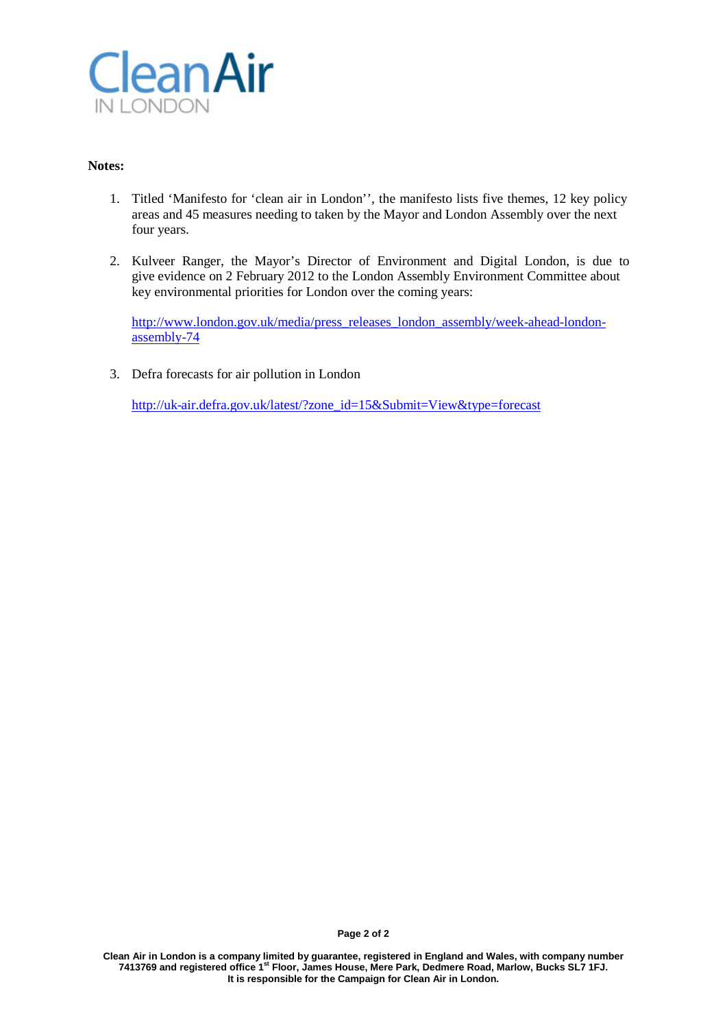**Notes:**

1. Titled 'Manifesto for 'clean air in London'', the manifesto lists five themes, 12 key policy areas and 45 measures needing to taken by the Mayor and London Assembly over the next four years.

2. Kulveer Ranger, the Mayor's Director of Environment and Digital London, is due to give evidence on 2 February 2012 to the London Assembly Environment Committee about key environmental priorities for London over the coming years:

   http://www.london.gov.uk/media/press_releases_london_assembly/week-ahead-london-assembly-74

3. Defra forecasts for air pollution in London

   http://uk-air.defra.gov.uk/latest/?zone_id=15&Submit=View&type=forecast

**Clean Air in London is a company limited by guarantee, registered in England and Wales, with company number 7413769 and registered office 1st Floor, James House, Mere Park, Dedmere Road, Marlow, Bucks SL7 1FJ. It is responsible for the Campaign for Clean Air in London.**